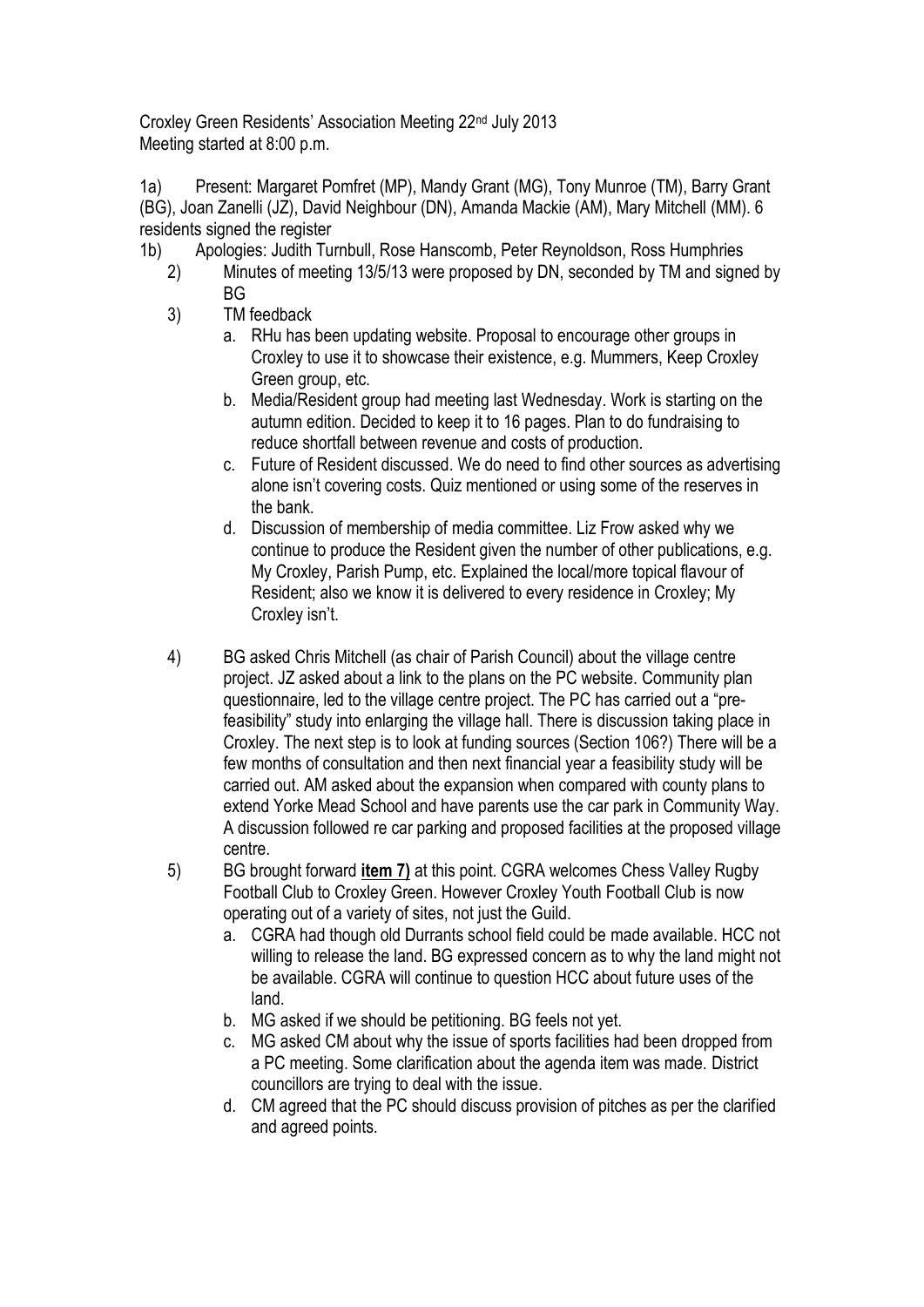Croxley Green Residents' Association Meeting 22nd July 2013
Meeting started at 8:00 p.m.

1a) Present: Margaret Pomfret (MP), Mandy Grant (MG), Tony Munroe (TM), Barry Grant (BG), Joan Zanelli (JZ), David Neighbour (DN), Amanda Mackie (AM), Mary Mitchell (MM). 6 residents signed the register

1b) Apologies: Judith Turnbull, Rose Hanscomb, Peter Reynoldson, Ross Humphries

2) Minutes of meeting 13/5/13 were proposed by DN, seconded by TM and signed by BG

3) TM feedback
   a. RHu has been updating website. Proposal to encourage other groups in Croxley to use it to showcase their existence, e.g. Mummers, Keep Croxley Green group, etc.
   b. Media/Resident group had meeting last Wednesday. Work is starting on the autumn edition. Decided to keep it to 16 pages. Plan to do fundraising to reduce shortfall between revenue and costs of production.
   c. Future of Resident discussed. We do need to find other sources as advertising alone isn't covering costs. Quiz mentioned or using some of the reserves in the bank.
   d. Discussion of membership of media committee. Liz Frow asked why we continue to produce the Resident given the number of other publications, e.g. My Croxley, Parish Pump, etc. Explained the local/more topical flavour of Resident; also we know it is delivered to every residence in Croxley; My Croxley isn't.

4) BG asked Chris Mitchell (as chair of Parish Council) about the village centre project. JZ asked about a link to the plans on the PC website. Community plan questionnaire, led to the village centre project. The PC has carried out a "pre-feasibility" study into enlarging the village hall. There is discussion taking place in Croxley. The next step is to look at funding sources (Section 106?) There will be a few months of consultation and then next financial year a feasibility study will be carried out. AM asked about the expansion when compared with county plans to extend Yorke Mead School and have parents use the car park in Community Way. A discussion followed re car parking and proposed facilities at the proposed village centre.

5) BG brought forward **item 7)** at this point. CGRA welcomes Chess Valley Rugby Football Club to Croxley Green. However Croxley Youth Football Club is now operating out of a variety of sites, not just the Guild.
   a. CGRA had though old Durrants school field could be made available. HCC not willing to release the land. BG expressed concern as to why the land might not be available. CGRA will continue to question HCC about future uses of the land.
   b. MG asked if we should be petitioning. BG feels not yet.
   c. MG asked CM about why the issue of sports facilities had been dropped from a PC meeting. Some clarification about the agenda item was made. District councillors are trying to deal with the issue.
   d. CM agreed that the PC should discuss provision of pitches as per the clarified and agreed points.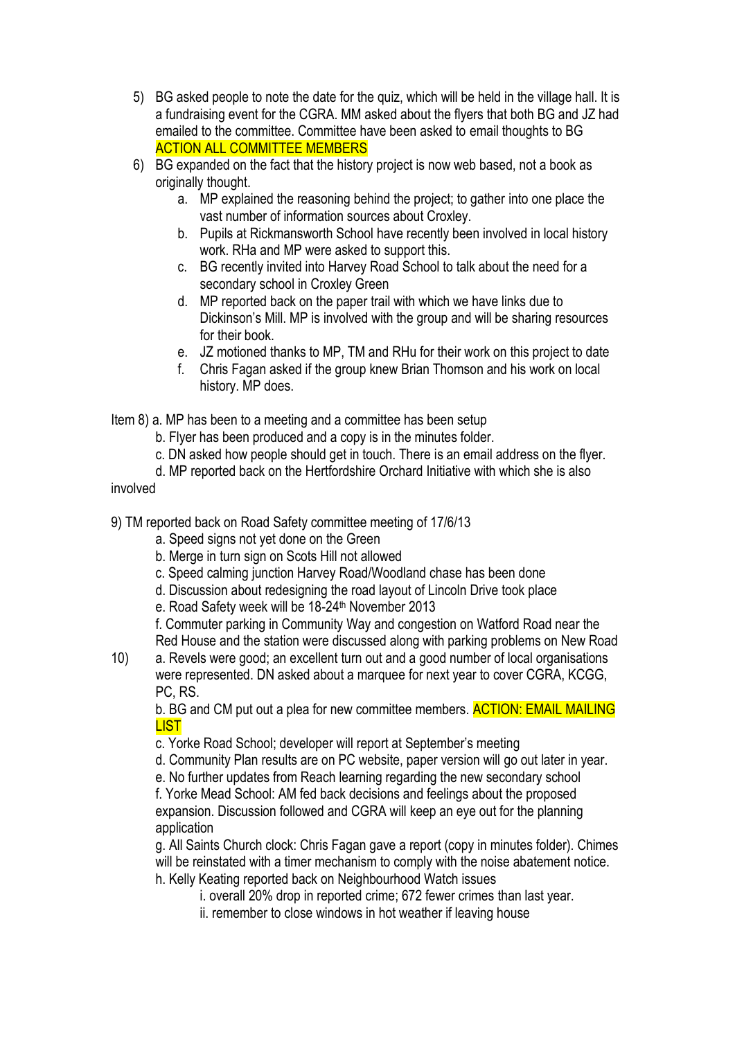5) BG asked people to note the date for the quiz, which will be held in the village hall. It is a fundraising event for the CGRA. MM asked about the flyers that both BG and JZ had emailed to the committee. Committee have been asked to email thoughts to BG **ACTION ALL COMMITTEE MEMBERS**
6) BG expanded on the fact that the history project is now web based, not a book as originally thought.
   a. MP explained the reasoning behind the project; to gather into one place the vast number of information sources about Croxley.
   b. Pupils at Rickmansworth School have recently been involved in local history work. RHa and MP were asked to support this.
   c. BG recently invited into Harvey Road School to talk about the need for a secondary school in Croxley Green
   d. MP reported back on the paper trail with which we have links due to Dickinson's Mill. MP is involved with the group and will be sharing resources for their book.
   e. JZ motioned thanks to MP, TM and RHu for their work on this project to date
   f. Chris Fagan asked if the group knew Brian Thomson and his work on local history. MP does.

Item 8) a. MP has been to a meeting and a committee has been setup

b. Flyer has been produced and a copy is in the minutes folder.

c. DN asked how people should get in touch. There is an email address on the flyer.

d. MP reported back on the Hertfordshire Orchard Initiative with which she is also involved

9) TM reported back on Road Safety committee meeting of 17/6/13

a. Speed signs not yet done on the Green

b. Merge in turn sign on Scots Hill not allowed

c. Speed calming junction Harvey Road/Woodland chase has been done

d. Discussion about redesigning the road layout of Lincoln Drive took place

e. Road Safety week will be 18-24th November 2013

f. Commuter parking in Community Way and congestion on Watford Road near the Red House and the station were discussed along with parking problems on New Road

10) a. Revels were good; an excellent turn out and a good number of local organisations were represented. DN asked about a marquee for next year to cover CGRA, KCGG, PC, RS.

b. BG and CM put out a plea for new committee members. **ACTION: EMAIL MAILING LIST**

c. Yorke Road School; developer will report at September's meeting

d. Community Plan results are on PC website, paper version will go out later in year.

e. No further updates from Reach learning regarding the new secondary school

f. Yorke Mead School: AM fed back decisions and feelings about the proposed expansion. Discussion followed and CGRA will keep an eye out for the planning application

g. All Saints Church clock: Chris Fagan gave a report (copy in minutes folder). Chimes will be reinstated with a timer mechanism to comply with the noise abatement notice.

h. Kelly Keating reported back on Neighbourhood Watch issues

i. overall 20% drop in reported crime; 672 fewer crimes than last year.

ii. remember to close windows in hot weather if leaving house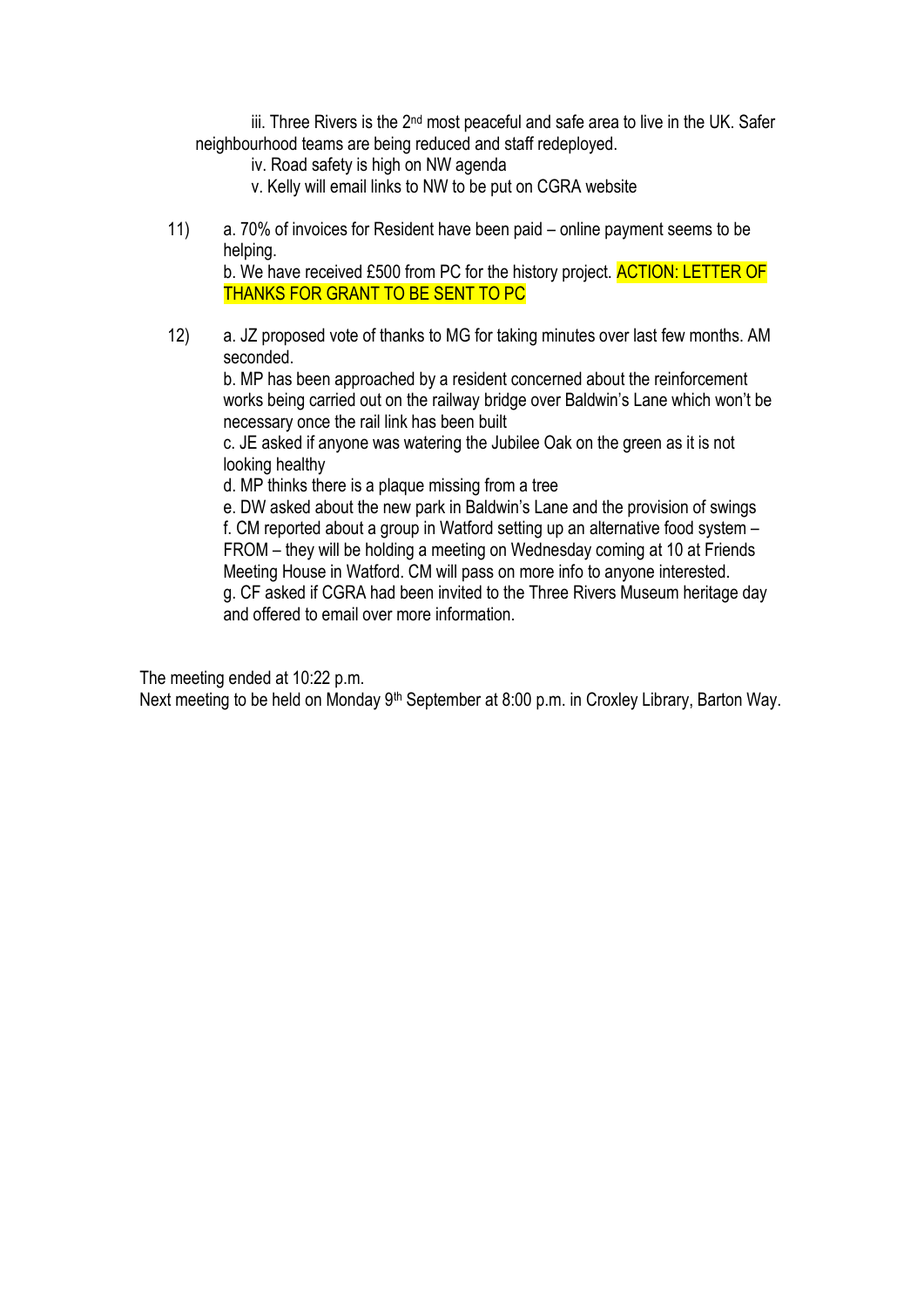iii. Three Rivers is the 2nd most peaceful and safe area to live in the UK. Safer neighbourhood teams are being reduced and staff redeployed.

iv. Road safety is high on NW agenda

v. Kelly will email links to NW to be put on CGRA website

11) a. 70% of invoices for Resident have been paid – online payment seems to be helping.

b. We have received £500 from PC for the history project. **ACTION: LETTER OF THANKS FOR GRANT TO BE SENT TO PC**

12) a. JZ proposed vote of thanks to MG for taking minutes over last few months. AM seconded.

b. MP has been approached by a resident concerned about the reinforcement works being carried out on the railway bridge over Baldwin's Lane which won't be necessary once the rail link has been built

c. JE asked if anyone was watering the Jubilee Oak on the green as it is not looking healthy

d. MP thinks there is a plaque missing from a tree

e. DW asked about the new park in Baldwin's Lane and the provision of swings

f. CM reported about a group in Watford setting up an alternative food system – FROM – they will be holding a meeting on Wednesday coming at 10 at Friends Meeting House in Watford. CM will pass on more info to anyone interested.

g. CF asked if CGRA had been invited to the Three Rivers Museum heritage day and offered to email over more information.

The meeting ended at 10:22 p.m.

Next meeting to be held on Monday 9th September at 8:00 p.m. in Croxley Library, Barton Way.